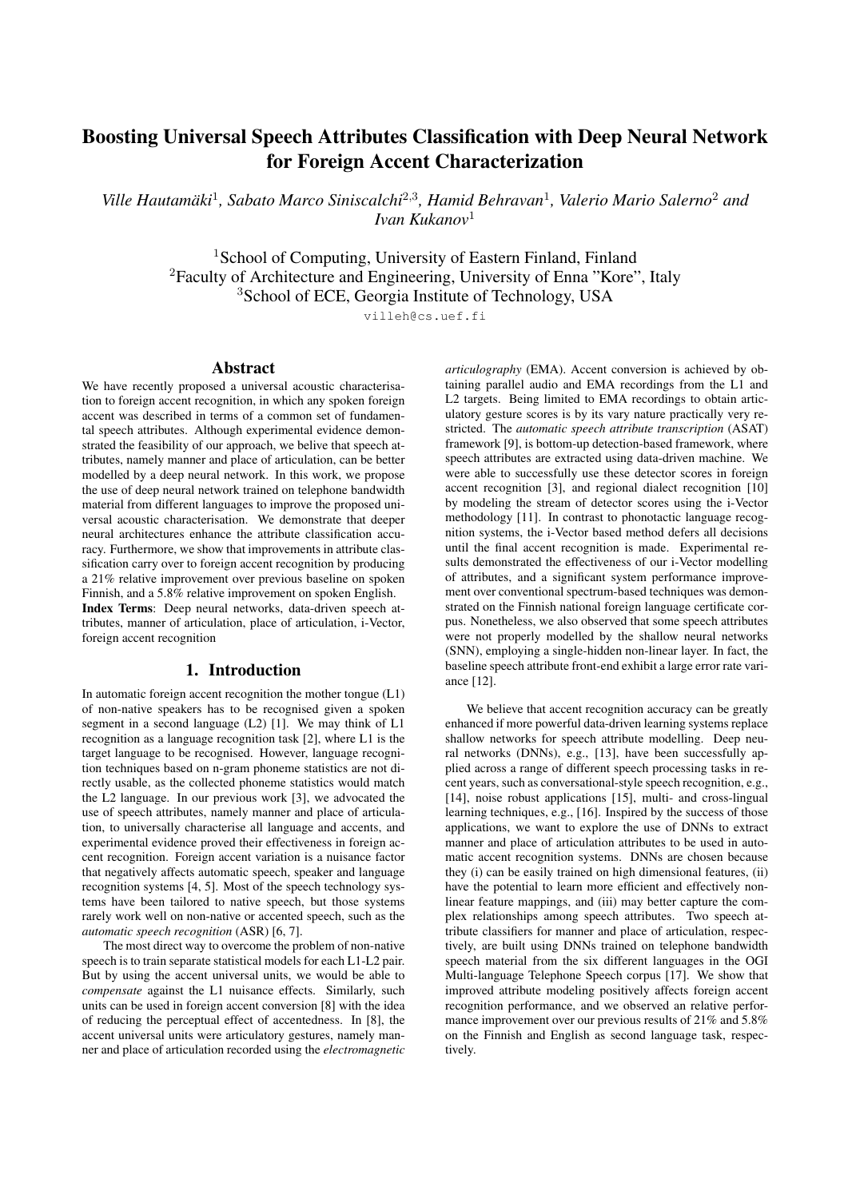# Boosting Universal Speech Attributes Classification with Deep Neural Network for Foreign Accent Characterization

*Ville Hautamäki*[1], *Sabato Marco Siniscalchi*[2,3], *Hamid Behravan*[1], *Valerio Mario Salerno*[2] *and Ivan Kukanov*[1]

[1]School of Computing, University of Eastern Finland, Finland
[2]Faculty of Architecture and Engineering, University of Enna "Kore", Italy
[3]School of ECE, Georgia Institute of Technology, USA

villeh@cs.uef.fi

## Abstract

We have recently proposed a universal acoustic characterisation to foreign accent recognition, in which any spoken foreign accent was described in terms of a common set of fundamental speech attributes. Although experimental evidence demonstrated the feasibility of our approach, we believe that speech attributes, namely manner and place of articulation, can be better modelled by a deep neural network. In this work, we propose the use of deep neural network trained on telephone bandwidth material from different languages to improve the proposed universal acoustic characterisation. We demonstrate that deeper neural architectures enhance the attribute classification accuracy. Furthermore, we show that improvements in attribute classification carry over to foreign accent recognition by producing a 21% relative improvement over previous baseline on spoken Finnish, and a 5.8% relative improvement on spoken English.

**Index Terms**: Deep neural networks, data-driven speech attributes, manner of articulation, place of articulation, i-Vector, foreign accent recognition

## 1. Introduction

In automatic foreign accent recognition the mother tongue (L1) of non-native speakers has to be recognised given a spoken segment in a second language (L2) [1]. We may think of L1 recognition as a language recognition task [2], where L1 is the target language to be recognised. However, language recognition techniques based on n-gram phoneme statistics are not directly usable, as the collected phoneme statistics would match the L2 language. In our previous work [3], we advocated the use of speech attributes, namely manner and place of articulation, to universally characterise all language and accents, and experimental evidence proved their effectiveness in foreign accent recognition. Foreign accent variation is a nuisance factor that negatively affects automatic speech, speaker and language recognition systems [4, 5]. Most of the speech technology systems have been tailored to native speech, but those systems rarely work well on non-native or accented speech, such as the *automatic speech recognition* (ASR) [6, 7].

The most direct way to overcome the problem of non-native speech is to train separate statistical models for each L1-L2 pair. But by using the accent universal units, we would be able to *compensate* against the L1 nuisance effects. Similarly, such units can be used in foreign accent conversion [8] with the idea of reducing the perceptual effect of accentedness. In [8], the accent universal units were articulatory gestures, namely manner and place of articulation recorded using the *electromagnetic articulography* (EMA). Accent conversion is achieved by obtaining parallel audio and EMA recordings from the L1 and L2 targets. Being limited to EMA recordings to obtain articulatory gesture scores is by its vary nature practically very restricted. The *automatic speech attribute transcription* (ASAT) framework [9], is bottom-up detection-based framework, where speech attributes are extracted using data-driven machine. We were able to successfully use these detector scores in foreign accent recognition [3], and regional dialect recognition [10] by modeling the stream of detector scores using the i-Vector methodology [11]. In contrast to phonotactic language recognition systems, the i-Vector based method defers all decisions until the final accent recognition is made. Experimental results demonstrated the effectiveness of our i-Vector modelling of attributes, and a significant system performance improvement over conventional spectrum-based techniques was demonstrated on the Finnish national foreign language certificate corpus. Nonetheless, we also observed that some speech attributes were not properly modelled by the shallow neural networks (SNN), employing a single-hidden non-linear layer. In fact, the baseline speech attribute front-end exhibit a large error rate variance [12].

We believe that accent recognition accuracy can be greatly enhanced if more powerful data-driven learning systems replace shallow networks for speech attribute modelling. Deep neural networks (DNNs), e.g., [13], have been successfully applied across a range of different speech processing tasks in recent years, such as conversational-style speech recognition, e.g., [14], noise robust applications [15], multi- and cross-lingual learning techniques, e.g., [16]. Inspired by the success of those applications, we want to explore the use of DNNs to extract manner and place of articulation attributes to be used in automatic accent recognition systems. DNNs are chosen because they (i) can be easily trained on high dimensional features, (ii) have the potential to learn more efficient and effectively nonlinear feature mappings, and (iii) may better capture the complex relationships among speech attributes. Two speech attribute classifiers for manner and place of articulation, respectively, are built using DNNs trained on telephone bandwidth speech material from the six different languages in the OGI Multi-language Telephone Speech corpus [17]. We show that improved attribute modeling positively affects foreign accent recognition performance, and we observed an relative performance improvement over our previous results of 21% and 5.8% on the Finnish and English as second language task, respectively.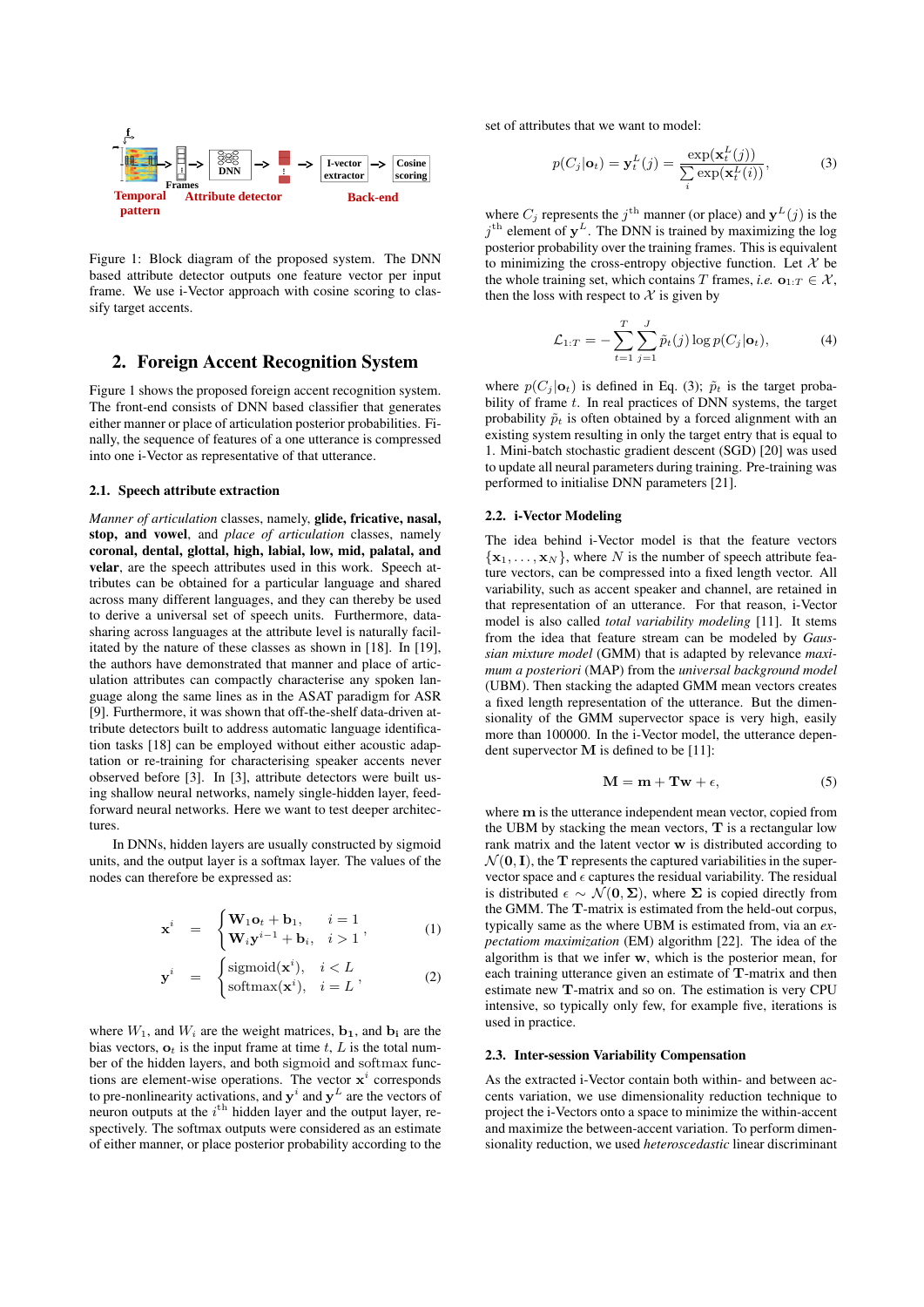Figure 1: Block diagram of the proposed system. The DNN based attribute detector outputs one feature vector per input frame. We use i-Vector approach with cosine scoring to classify target accents.

## 2. Foreign Accent Recognition System

Figure 1 shows the proposed foreign accent recognition system. The front-end consists of DNN based classifier that generates either manner or place of articulation posterior probabilities. Finally, the sequence of features of a one utterance is compressed into one i-Vector as representative of that utterance.

### 2.1. Speech attribute extraction

*Manner of articulation* classes, namely, **glide, fricative, nasal, stop, and vowel**, and *place of articulation* classes, namely **coronal, dental, glottal, high, labial, low, mid, palatal, and velar**, are the speech attributes used in this work. Speech attributes can be obtained for a particular language and shared across many different languages, and they can thereby be used to derive a universal set of speech units. Furthermore, data-sharing across languages at the attribute level is naturally facilitated by the nature of these classes as shown in [18]. In [19], the authors have demonstrated that manner and place of articulation attributes can compactly characterise any spoken language along the same lines as in the ASAT paradigm for ASR [9]. Furthermore, it was shown that off-the-shelf data-driven attribute detectors built to address automatic language identification tasks [18] can be employed without either acoustic adaptation or re-training for characterising speaker accents never observed before [3]. In [3], attribute detectors were built using shallow neural networks, namely single-hidden layer, feed-forward neural networks. Here we want to test deeper architectures.

In DNNs, hidden layers are usually constructed by sigmoid units, and the output layer is a softmax layer. The values of the nodes can therefore be expressed as:

$$\mathbf{x}^i = \begin{cases} \mathbf{W}_1\mathbf{o}_t + \mathbf{b}_1, & i = 1 \\ \mathbf{W}_i\mathbf{y}^{i-1} + \mathbf{b}_i, & i > 1 \end{cases}, \tag{1}$$

$$\mathbf{y}^i = \begin{cases} \text{sigmoid}(\mathbf{x}^i), & i < L \\ \text{softmax}(\mathbf{x}^i), & i = L \end{cases}, \tag{2}$$

where $W_1$, and $W_i$ are the weight matrices, $\mathbf{b_1}$, and $\mathbf{b_i}$ are the bias vectors, $\mathbf{o}_t$ is the input frame at time $t$, $L$ is the total number of the hidden layers, and both sigmoid and softmax functions are element-wise operations. The vector $\mathbf{x}^i$ corresponds to pre-nonlinearity activations, and $\mathbf{y}^i$ and $\mathbf{y}^L$ are the vectors of neuron outputs at the $i^{\text{th}}$ hidden layer and the output layer, respectively. The softmax outputs were considered as an estimate of either manner, or place posterior probability according to the set of attributes that we want to model:

$$p(C_j|\mathbf{o}_t) = \mathbf{y}_t^L(j) = \frac{\exp(\mathbf{x}_t^L(j))}{\sum_i \exp(\mathbf{x}_t^L(i))}, \tag{3}$$

where $C_j$ represents the $j^{\text{th}}$ manner (or place) and $\mathbf{y}^L(j)$ is the $j^{\text{th}}$ element of $\mathbf{y}^L$. The DNN is trained by maximizing the log posterior probability over the training frames. This is equivalent to minimizing the cross-entropy objective function. Let $\mathcal{X}$ be the whole training set, which contains $T$ frames, *i.e.* $\mathbf{o}_{1:T} \in \mathcal{X}$, then the loss with respect to $\mathcal{X}$ is given by

$$\mathcal{L}_{1:T} = -\sum_{t=1}^{T}\sum_{j=1}^{J} \tilde{p}_t(j) \log p(C_j|\mathbf{o}_t), \tag{4}$$

where $p(C_j|\mathbf{o}_t)$ is defined in Eq. (3); $\tilde{p}_t$ is the target probability of frame $t$. In real practices of DNN systems, the target probability $\tilde{p}_t$ is often obtained by a forced alignment with an existing system resulting in only the target entry that is equal to 1. Mini-batch stochastic gradient descent (SGD) [20] was used to update all neural parameters during training. Pre-training was performed to initialise DNN parameters [21].

### 2.2. i-Vector Modeling

The idea behind i-Vector model is that the feature vectors $\{\mathbf{x}_1, \ldots, \mathbf{x}_N\}$, where $N$ is the number of speech attribute feature vectors, can be compressed into a fixed length vector. All variability, such as accent speaker and channel, are retained in that representation of an utterance. For that reason, i-Vector model is also called *total variability modeling* [11]. It stems from the idea that feature stream can be modeled by *Gaussian mixture model* (GMM) that is adapted by relevance *maximum a posteriori* (MAP) from the *universal background model* (UBM). Then stacking the adapted GMM mean vectors creates a fixed length representation of the utterance. But the dimensionality of the GMM supervector space is very high, easily more than 100000. In the i-Vector model, the utterance dependent supervector $\mathbf{M}$ is defined to be [11]:

$$\mathbf{M} = \mathbf{m} + \mathbf{T}\mathbf{w} + \epsilon, \tag{5}$$

where $\mathbf{m}$ is the utterance independent mean vector, copied from the UBM by stacking the mean vectors, $\mathbf{T}$ is a rectangular low rank matrix and the latent vector $\mathbf{w}$ is distributed according to $\mathcal{N}(\mathbf{0}, \mathbf{I})$, the $\mathbf{T}$ represents the captured variabilities in the supervector space and $\epsilon$ captures the residual variability. The residual is distributed $\epsilon \sim \mathcal{N}(\mathbf{0}, \mathbf{\Sigma})$, where $\mathbf{\Sigma}$ is copied directly from the GMM. The $\mathbf{T}$-matrix is estimated from the held-out corpus, typically same as the where UBM is estimated from, via an *expectatiom maximization* (EM) algorithm [22]. The idea of the algorithm is that we infer $\mathbf{w}$, which is the posterior mean, for each training utterance given an estimate of $\mathbf{T}$-matrix and then estimate new $\mathbf{T}$-matrix and so on. The estimation is very CPU intensive, so typically only few, for example five, iterations is used in practice.

### 2.3. Inter-session Variability Compensation

As the extracted i-Vector contain both within- and between accents variation, we use dimensionality reduction technique to project the i-Vectors onto a space to minimize the within-accent and maximize the between-accent variation. To perform dimensionality reduction, we used *heteroscedastic* linear discriminant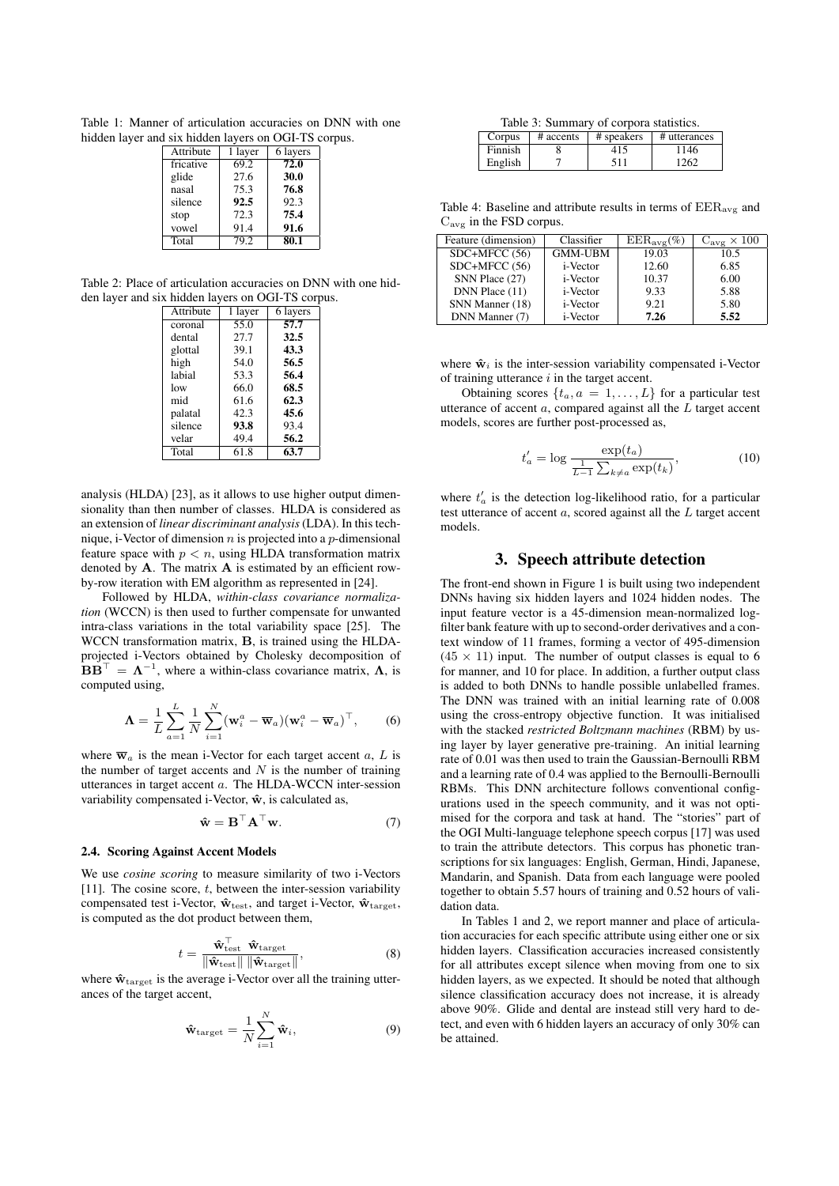Table 1: Manner of articulation accuracies on DNN with one hidden layer and six hidden layers on OGI-TS corpus.

| Attribute | 1 layer | 6 layers |
|---|---|---|
| fricative | 69.2 | **72.0** |
| glide | 27.6 | **30.0** |
| nasal | 75.3 | **76.8** |
| silence | **92.5** | 92.3 |
| stop | 72.3 | **75.4** |
| vowel | 91.4 | **91.6** |
| Total | 79.2 | **80.1** |

Table 2: Place of articulation accuracies on DNN with one hidden layer and six hidden layers on OGI-TS corpus.

| Attribute | 1 layer | 6 layers |
|---|---|---|
| coronal | 55.0 | **57.7** |
| dental | 27.7 | **32.5** |
| glottal | 39.1 | **43.3** |
| high | 54.0 | **56.5** |
| labial | 53.3 | **56.4** |
| low | 66.0 | **68.5** |
| mid | 61.6 | **62.3** |
| palatal | 42.3 | **45.6** |
| silence | **93.8** | 93.4 |
| velar | 49.4 | **56.2** |
| Total | 61.8 | **63.7** |

analysis (HLDA) [23], as it allows to use higher output dimensionality than then number of classes. HLDA is considered as an extension of *linear discriminant analysis* (LDA). In this technique, i-Vector of dimension $n$ is projected into a $p$-dimensional feature space with $p < n$, using HLDA transformation matrix denoted by $\mathbf{A}$. The matrix $\mathbf{A}$ is estimated by an efficient row-by-row iteration with EM algorithm as represented in [24].

Followed by HLDA, *within-class covariance normalization* (WCCN) is then used to further compensate for unwanted intra-class variations in the total variability space [25]. The WCCN transformation matrix, $\mathbf{B}$, is trained using the HLDA-projected i-Vectors obtained by Cholesky decomposition of $\mathbf{B}\mathbf{B}^\top = \mathbf{\Lambda}^{-1}$, where a within-class covariance matrix, $\mathbf{\Lambda}$, is computed using,

$$\mathbf{\Lambda} = \frac{1}{L}\sum_{a=1}^{L}\frac{1}{N}\sum_{i=1}^{N}(\mathbf{w}_i^a - \overline{\mathbf{w}}_a)(\mathbf{w}_i^a - \overline{\mathbf{w}}_a)^\top, \qquad (6)$$

where $\overline{\mathbf{w}}_a$ is the mean i-Vector for each target accent $a$, $L$ is the number of target accents and $N$ is the number of training utterances in target accent $a$. The HLDA-WCCN inter-session variability compensated i-Vector, $\hat{\mathbf{w}}$, is calculated as,

$$\hat{\mathbf{w}} = \mathbf{B}^\top\mathbf{A}^\top\mathbf{w}. \qquad (7)$$

### 2.4. Scoring Against Accent Models

We use *cosine scoring* to measure similarity of two i-Vectors [11]. The cosine score, $t$, between the inter-session variability compensated test i-Vector, $\hat{\mathbf{w}}_{\text{test}}$, and target i-Vector, $\hat{\mathbf{w}}_{\text{target}}$, is computed as the dot product between them,

$$t = \frac{\hat{\mathbf{w}}_{\text{test}}^\top\ \hat{\mathbf{w}}_{\text{target}}}{\|\hat{\mathbf{w}}_{\text{test}}\|\ \|\hat{\mathbf{w}}_{\text{target}}\|}, \qquad (8)$$

where $\hat{\mathbf{w}}_{\text{target}}$ is the average i-Vector over all the training utterances of the target accent,

$$\hat{\mathbf{w}}_{\text{target}} = \frac{1}{N}\sum_{i=1}^{N}\hat{\mathbf{w}}_i, \qquad (9)$$

Table 3: Summary of corpora statistics.

| Corpus | # accents | # speakers | # utterances |
|---|---|---|---|
| Finnish | 8 | 415 | 1146 |
| English | 7 | 511 | 1262 |

Table 4: Baseline and attribute results in terms of $\text{EER}_{\text{avg}}$ and $\text{C}_{\text{avg}}$ in the FSD corpus.

| Feature (dimension) | Classifier | $\text{EER}_{\text{avg}}(\%)$ | $\text{C}_{\text{avg}} \times 100$ |
|---|---|---|---|
| SDC+MFCC (56) | GMM-UBM | 19.03 | 10.5 |
| SDC+MFCC (56) | i-Vector | 12.60 | 6.85 |
| SNN Place (27) | i-Vector | 10.37 | 6.00 |
| DNN Place (11) | i-Vector | 9.33 | 5.88 |
| SNN Manner (18) | i-Vector | 9.21 | 5.80 |
| DNN Manner (7) | i-Vector | **7.26** | **5.52** |

where $\hat{\mathbf{w}}_i$ is the inter-session variability compensated i-Vector of training utterance $i$ in the target accent.

Obtaining scores $\{t_a, a = 1, \ldots, L\}$ for a particular test utterance of accent $a$, compared against all the $L$ target accent models, scores are further post-processed as,

$$t'_a = \log\frac{\exp(t_a)}{\frac{1}{L-1}\sum_{k\neq a}\exp(t_k)}, \qquad (10)$$

where $t'_a$ is the detection log-likelihood ratio, for a particular test utterance of accent $a$, scored against all the $L$ target accent models.

## 3. Speech attribute detection

The front-end shown in Figure 1 is built using two independent DNNs having six hidden layers and 1024 hidden nodes. The input feature vector is a 45-dimension mean-normalized log-filter bank feature with up to second-order derivatives and a context window of 11 frames, forming a vector of 495-dimension ($45 \times 11$) input. The number of output classes is equal to 6 for manner, and 10 for place. In addition, a further output class is added to both DNNs to handle possible unlabelled frames. The DNN was trained with an initial learning rate of 0.008 using the cross-entropy objective function. It was initialised with the stacked *restricted Boltzmann machines* (RBM) by using layer by layer generative pre-training. An initial learning rate of 0.01 was then used to train the Gaussian-Bernoulli RBM and a learning rate of 0.4 was applied to the Bernoulli-Bernoulli RBMs. This DNN architecture follows conventional configurations used in the speech community, and it was not optimised for the corpora and task at hand. The "stories" part of the OGI Multi-language telephone speech corpus [17] was used to train the attribute detectors. This corpus has phonetic transcriptions for six languages: English, German, Hindi, Japanese, Mandarin, and Spanish. Data from each language were pooled together to obtain 5.57 hours of training and 0.52 hours of validation data.

In Tables 1 and 2, we report manner and place of articulation accuracies for each specific attribute using either one or six hidden layers. Classification accuracies increased consistently for all attributes except silence when moving from one to six hidden layers, as we expected. It should be noted that although silence classification accuracy does not increase, it is already above 90%. Glide and dental are instead still very hard to detect, and even with 6 hidden layers an accuracy of only 30% can be attained.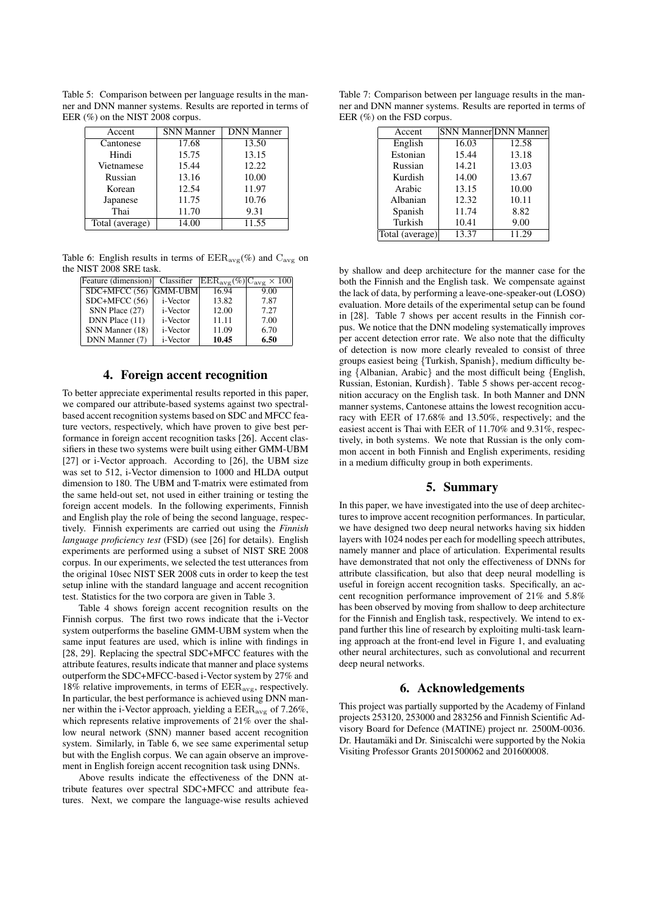Table 5: Comparison between per language results in the manner and DNN manner systems. Results are reported in terms of EER (%) on the NIST 2008 corpus.

| Accent | SNN Manner | DNN Manner |
|---|---|---|
| Cantonese | 17.68 | 13.50 |
| Hindi | 15.75 | 13.15 |
| Vietnamese | 15.44 | 12.22 |
| Russian | 13.16 | 10.00 |
| Korean | 12.54 | 11.97 |
| Japanese | 11.75 | 10.76 |
| Thai | 11.70 | 9.31 |
| Total (average) | 14.00 | 11.55 |

Table 6: English results in terms of $\mathrm{EER_{avg}}(\%)$ and $\mathrm{C_{avg}}$ on the NIST 2008 SRE task.

| Feature (dimension) | Classifier | $\mathrm{EER_{avg}}(\%)$ | $\mathrm{C_{avg}} \times 100$ |
|---|---|---|---|
| SDC+MFCC (56) | GMM-UBM | 16.94 | 9.00 |
| SDC+MFCC (56) | i-Vector | 13.82 | 7.87 |
| SNN Place (27) | i-Vector | 12.00 | 7.27 |
| DNN Place (11) | i-Vector | 11.11 | 7.00 |
| SNN Manner (18) | i-Vector | 11.09 | 6.70 |
| DNN Manner (7) | i-Vector | **10.45** | **6.50** |

## 4. Foreign accent recognition

To better appreciate experimental results reported in this paper, we compared our attribute-based systems against two spectral-based accent recognition systems based on SDC and MFCC feature vectors, respectively, which have proven to give best performance in foreign accent recognition tasks [26]. Accent classifiers in these two systems were built using either GMM-UBM [27] or i-Vector approach. According to [26], the UBM size was set to 512, i-Vector dimension to 1000 and HLDA output dimension to 180. The UBM and T-matrix were estimated from the same held-out set, not used in either training or testing the foreign accent models. In the following experiments, Finnish and English play the role of being the second language, respectively. Finnish experiments are carried out using the *Finnish language proficiency test* (FSD) (see [26] for details). English experiments are performed using a subset of NIST SRE 2008 corpus. In our experiments, we selected the test utterances from the original 10sec NIST SER 2008 cuts in order to keep the test setup inline with the standard language and accent recognition test. Statistics for the two corpora are given in Table 3.

Table 4 shows foreign accent recognition results on the Finnish corpus. The first two rows indicate that the i-Vector system outperforms the baseline GMM-UBM system when the same input features are used, which is inline with findings in [28, 29]. Replacing the spectral SDC+MFCC features with the attribute features, results indicate that manner and place systems outperform the SDC+MFCC-based i-Vector system by 27% and 18% relative improvements, in terms of $\mathrm{EER_{avg}}$, respectively. In particular, the best performance is achieved using DNN manner within the i-Vector approach, yielding a $\mathrm{EER_{avg}}$ of 7.26%, which represents relative improvements of 21% over the shallow neural network (SNN) manner based accent recognition system. Similarly, in Table 6, we see same experimental setup but with the English corpus. We can again observe an improvement in English foreign accent recognition task using DNNs.

Above results indicate the effectiveness of the DNN attribute features over spectral SDC+MFCC and attribute features. Next, we compare the language-wise results achieved by shallow and deep architecture for the manner case for the both the Finnish and the English task. We compensate against the lack of data, by performing a leave-one-speaker-out (LOSO) evaluation. More details of the experimental setup can be found in [28]. Table 7 shows per accent results in the Finnish corpus. We notice that the DNN modeling systematically improves per accent detection error rate. We also note that the difficulty of detection is now more clearly revealed to consist of three groups easiest being {Turkish, Spanish}, medium difficulty being {Albanian, Arabic} and the most difficult being {English, Russian, Estonian, Kurdish}. Table 5 shows per-accent recognition accuracy on the English task. In both Manner and DNN manner systems, Cantonese attains the lowest recognition accuracy with EER of 17.68% and 13.50%, respectively; and the easiest accent is Thai with EER of 11.70% and 9.31%, respectively, in both systems. We note that Russian is the only common accent in both Finnish and English experiments, residing in a medium difficulty group in both experiments.

Table 7: Comparison between per language results in the manner and DNN manner systems. Results are reported in terms of EER (%) on the FSD corpus.

| Accent | SNN Manner | DNN Manner |
|---|---|---|
| English | 16.03 | 12.58 |
| Estonian | 15.44 | 13.18 |
| Russian | 14.21 | 13.03 |
| Kurdish | 14.00 | 13.67 |
| Arabic | 13.15 | 10.00 |
| Albanian | 12.32 | 10.11 |
| Spanish | 11.74 | 8.82 |
| Turkish | 10.41 | 9.00 |
| Total (average) | 13.37 | 11.29 |

## 5. Summary

In this paper, we have investigated into the use of deep architectures to improve accent recognition performances. In particular, we have designed two deep neural networks having six hidden layers with 1024 nodes per each for modelling speech attributes, namely manner and place of articulation. Experimental results have demonstrated that not only the effectiveness of DNNs for attribute classification, but also that deep neural modelling is useful in foreign accent recognition tasks. Specifically, an accent recognition performance improvement of 21% and 5.8% has been observed by moving from shallow to deep architecture for the Finnish and English task, respectively. We intend to expand further this line of research by exploiting multi-task learning approach at the front-end level in Figure 1, and evaluating other neural architectures, such as convolutional and recurrent deep neural networks.

## 6. Acknowledgements

This project was partially supported by the Academy of Finland projects 253120, 253000 and 283256 and Finnish Scientific Advisory Board for Defence (MATINE) project nr. 2500M-0036. Dr. Hautamäki and Dr. Siniscalchi were supported by the Nokia Visiting Professor Grants 201500062 and 201600008.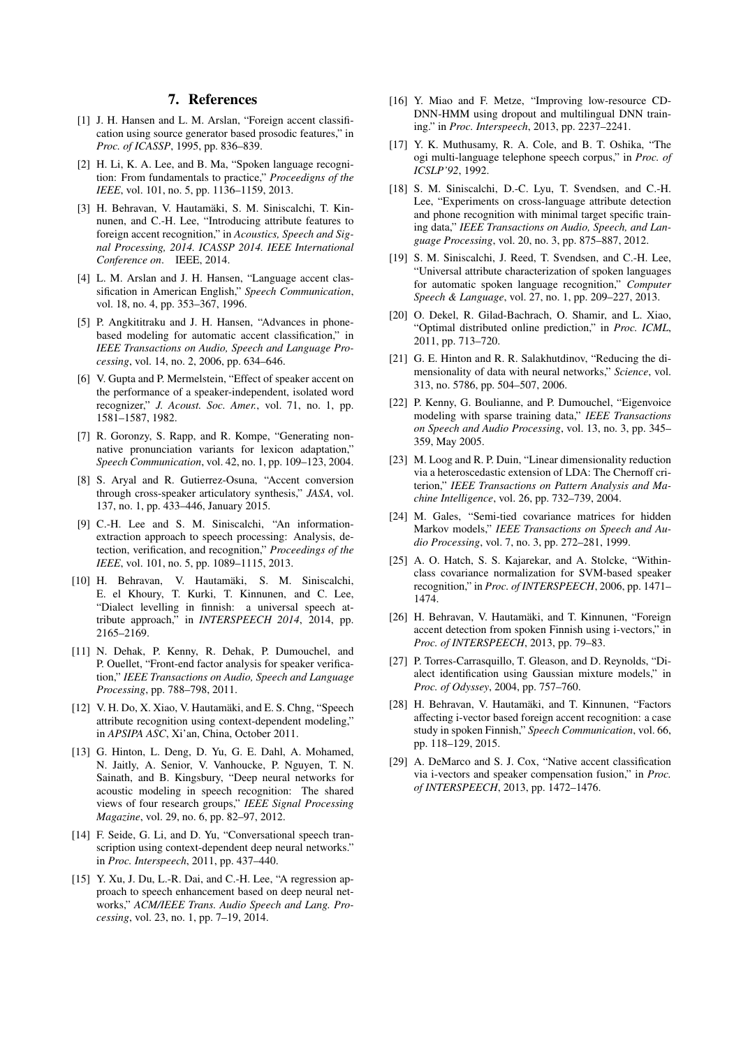## 7. References

[1] J. H. Hansen and L. M. Arslan, "Foreign accent classification using source generator based prosodic features," in *Proc. of ICASSP*, 1995, pp. 836–839.

[2] H. Li, K. A. Lee, and B. Ma, "Spoken language recognition: From fundamentals to practice," *Proceedigns of the IEEE*, vol. 101, no. 5, pp. 1136–1159, 2013.

[3] H. Behravan, V. Hautamäki, S. M. Siniscalchi, T. Kinnunen, and C.-H. Lee, "Introducing attribute features to foreign accent recognition," in *Acoustics, Speech and Signal Processing, 2014. ICASSP 2014. IEEE International Conference on*. IEEE, 2014.

[4] L. M. Arslan and J. H. Hansen, "Language accent classification in American English," *Speech Communication*, vol. 18, no. 4, pp. 353–367, 1996.

[5] P. Angkititraku and J. H. Hansen, "Advances in phone-based modeling for automatic accent classification," in *IEEE Transactions on Audio, Speech and Language Processing*, vol. 14, no. 2, 2006, pp. 634–646.

[6] V. Gupta and P. Mermelstein, "Effect of speaker accent on the performance of a speaker-independent, isolated word recognizer," *J. Acoust. Soc. Amer.*, vol. 71, no. 1, pp. 1581–1587, 1982.

[7] R. Goronzy, S. Rapp, and R. Kompe, "Generating non-native pronunciation variants for lexicon adaptation," *Speech Communication*, vol. 42, no. 1, pp. 109–123, 2004.

[8] S. Aryal and R. Gutierrez-Osuna, "Accent conversion through cross-speaker articulatory synthesis," *JASA*, vol. 137, no. 1, pp. 433–446, January 2015.

[9] C.-H. Lee and S. M. Siniscalchi, "An information-extraction approach to speech processing: Analysis, detection, verification, and recognition," *Proceedings of the IEEE*, vol. 101, no. 5, pp. 1089–1115, 2013.

[10] H. Behravan, V. Hautamäki, S. M. Siniscalchi, E. el Khoury, T. Kurki, T. Kinnunen, and C. Lee, "Dialect levelling in finnish: a universal speech attribute approach," in *INTERSPEECH 2014*, 2014, pp. 2165–2169.

[11] N. Dehak, P. Kenny, R. Dehak, P. Dumouchel, and P. Ouellet, "Front-end factor analysis for speaker verification," *IEEE Transactions on Audio, Speech and Language Processing*, pp. 788–798, 2011.

[12] V. H. Do, X. Xiao, V. Hautamäki, and E. S. Chng, "Speech attribute recognition using context-dependent modeling," in *APSIPA ASC*, Xi'an, China, October 2011.

[13] G. Hinton, L. Deng, D. Yu, G. E. Dahl, A. Mohamed, N. Jaitly, A. Senior, V. Vanhoucke, P. Nguyen, T. N. Sainath, and B. Kingsbury, "Deep neural networks for acoustic modeling in speech recognition: The shared views of four research groups," *IEEE Signal Processing Magazine*, vol. 29, no. 6, pp. 82–97, 2012.

[14] F. Seide, G. Li, and D. Yu, "Conversational speech transcription using context-dependent deep neural networks." in *Proc. Interspeech*, 2011, pp. 437–440.

[15] Y. Xu, J. Du, L.-R. Dai, and C.-H. Lee, "A regression approach to speech enhancement based on deep neural networks," *ACM/IEEE Trans. Audio Speech and Lang. Processing*, vol. 23, no. 1, pp. 7–19, 2014.

[16] Y. Miao and F. Metze, "Improving low-resource CD-DNN-HMM using dropout and multilingual DNN training." in *Proc. Interspeech*, 2013, pp. 2237–2241.

[17] Y. K. Muthusamy, R. A. Cole, and B. T. Oshika, "The ogi multi-language telephone speech corpus," in *Proc. of ICSLP'92*, 1992.

[18] S. M. Siniscalchi, D.-C. Lyu, T. Svendsen, and C.-H. Lee, "Experiments on cross-language attribute detection and phone recognition with minimal target specific training data," *IEEE Transactions on Audio, Speech, and Language Processing*, vol. 20, no. 3, pp. 875–887, 2012.

[19] S. M. Siniscalchi, J. Reed, T. Svendsen, and C.-H. Lee, "Universal attribute characterization of spoken languages for automatic spoken language recognition," *Computer Speech & Language*, vol. 27, no. 1, pp. 209–227, 2013.

[20] O. Dekel, R. Gilad-Bachrach, O. Shamir, and L. Xiao, "Optimal distributed online prediction," in *Proc. ICML*, 2011, pp. 713–720.

[21] G. E. Hinton and R. R. Salakhutdinov, "Reducing the dimensionality of data with neural networks," *Science*, vol. 313, no. 5786, pp. 504–507, 2006.

[22] P. Kenny, G. Boulianne, and P. Dumouchel, "Eigenvoice modeling with sparse training data," *IEEE Transactions on Speech and Audio Processing*, vol. 13, no. 3, pp. 345–359, May 2005.

[23] M. Loog and R. P. Duin, "Linear dimensionality reduction via a heteroscedastic extension of LDA: The Chernoff criterion," *IEEE Transactions on Pattern Analysis and Machine Intelligence*, vol. 26, pp. 732–739, 2004.

[24] M. Gales, "Semi-tied covariance matrices for hidden Markov models," *IEEE Transactions on Speech and Audio Processing*, vol. 7, no. 3, pp. 272–281, 1999.

[25] A. O. Hatch, S. S. Kajarekar, and A. Stolcke, "Within-class covariance normalization for SVM-based speaker recognition," in *Proc. of INTERSPEECH*, 2006, pp. 1471–1474.

[26] H. Behravan, V. Hautamäki, and T. Kinnunen, "Foreign accent detection from spoken Finnish using i-vectors," in *Proc. of INTERSPEECH*, 2013, pp. 79–83.

[27] P. Torres-Carrasquillo, T. Gleason, and D. Reynolds, "Dialect identification using Gaussian mixture models," in *Proc. of Odyssey*, 2004, pp. 757–760.

[28] H. Behravan, V. Hautamäki, and T. Kinnunen, "Factors affecting i-vector based foreign accent recognition: a case study in spoken Finnish," *Speech Communication*, vol. 66, pp. 118–129, 2015.

[29] A. DeMarco and S. J. Cox, "Native accent classification via i-vectors and speaker compensation fusion," in *Proc. of INTERSPEECH*, 2013, pp. 1472–1476.